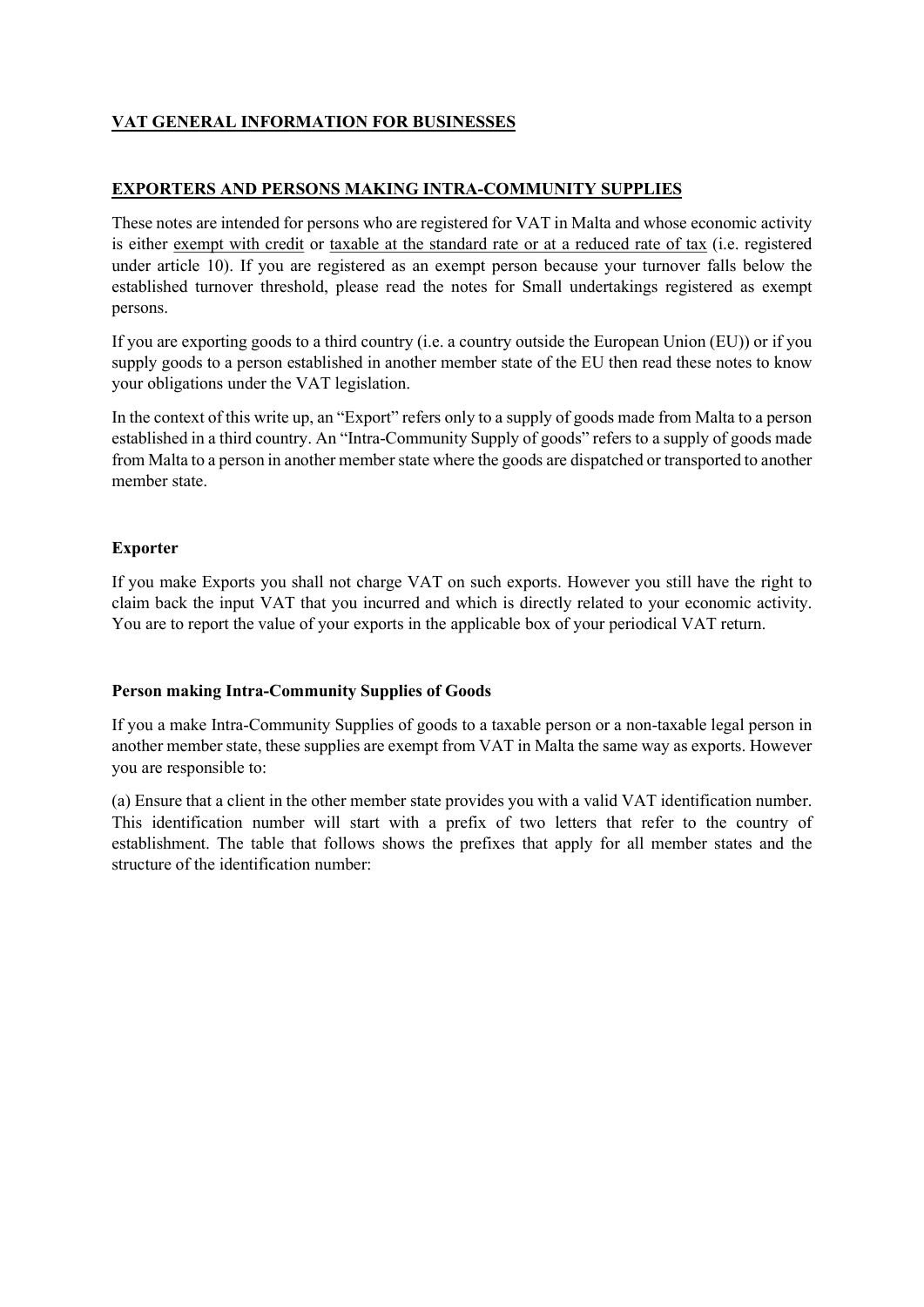## VAT GENERAL INFORMATION FOR BUSINESSES

### EXPORTERS AND PERSONS MAKING INTRA-COMMUNITY SUPPLIES

These notes are intended for persons who are registered for VAT in Malta and whose economic activity is either exempt with credit or taxable at the standard rate or at a reduced rate of tax (i.e. registered under article 10). If you are registered as an exempt person because your turnover falls below the established turnover threshold, please read the notes for Small undertakings registered as exempt persons.

If you are exporting goods to a third country (i.e. a country outside the European Union (EU)) or if you supply goods to a person established in another member state of the EU then read these notes to know your obligations under the VAT legislation.

In the context of this write up, an "Export" refers only to a supply of goods made from Malta to a person established in a third country. An "Intra-Community Supply of goods" refers to a supply of goods made from Malta to a person in another member state where the goods are dispatched or transported to another member state.

#### Exporter

If you make Exports you shall not charge VAT on such exports. However you still have the right to claim back the input VAT that you incurred and which is directly related to your economic activity. You are to report the value of your exports in the applicable box of your periodical VAT return.

#### Person making Intra-Community Supplies of Goods

If you a make Intra-Community Supplies of goods to a taxable person or a non-taxable legal person in another member state, these supplies are exempt from VAT in Malta the same way as exports. However you are responsible to:

(a) Ensure that a client in the other member state provides you with a valid VAT identification number. This identification number will start with a prefix of two letters that refer to the country of establishment. The table that follows shows the prefixes that apply for all member states and the structure of the identification number: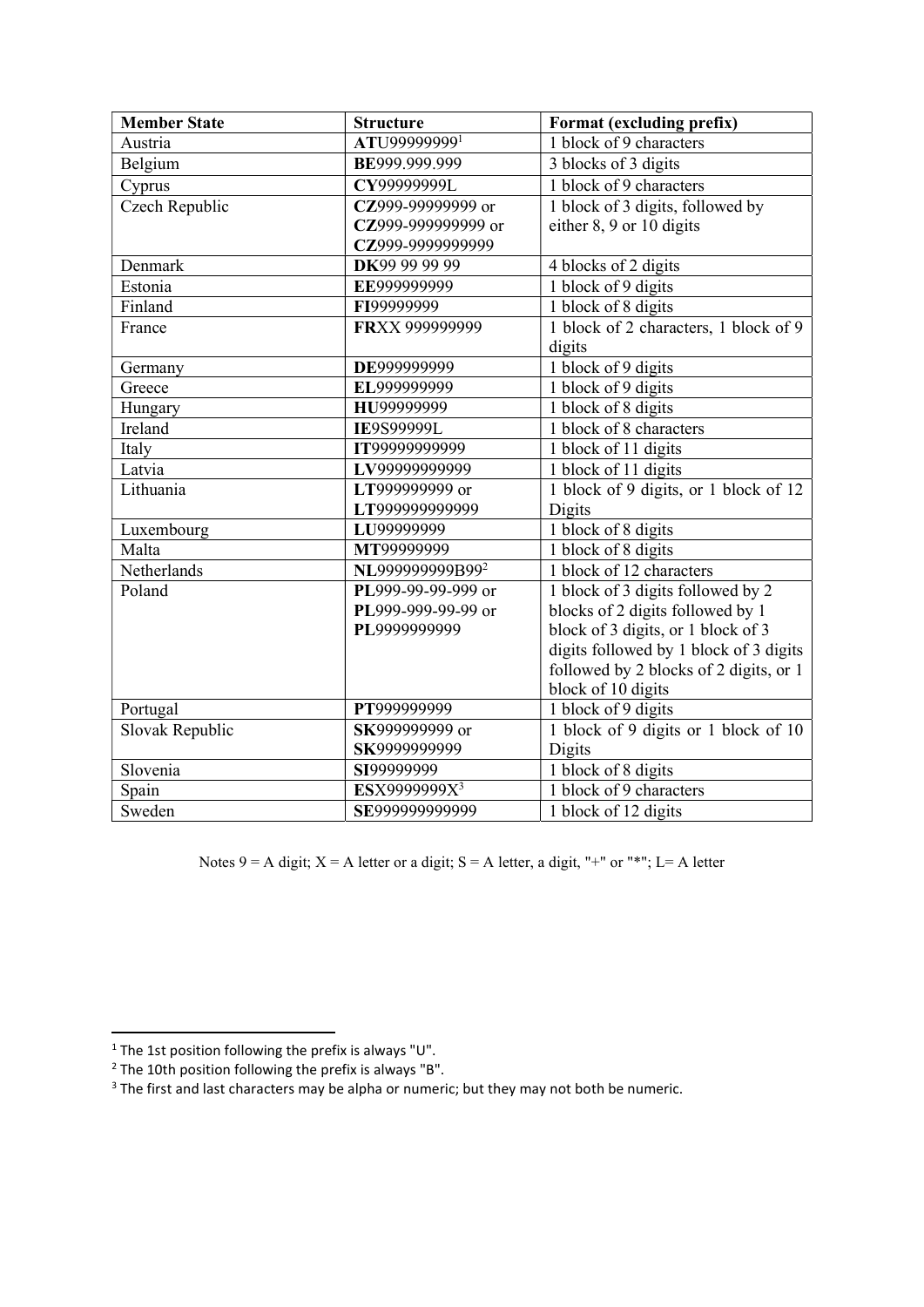| Member State | Structure | Format (excluding prefix) |
|---|---|---|
| Austria | **AT**U99999999[1] | 1 block of 9 characters |
| Belgium | **BE**999.999.999 | 3 blocks of 3 digits |
| Cyprus | **CY**99999999L | 1 block of 9 characters |
| Czech Republic | **CZ**999-99999999 or **CZ**999-999999999 or **CZ**999-9999999999 | 1 block of 3 digits, followed by either 8, 9 or 10 digits |
| Denmark | **DK**99 99 99 99 | 4 blocks of 2 digits |
| Estonia | **EE**999999999 | 1 block of 9 digits |
| Finland | **FI**99999999 | 1 block of 8 digits |
| France | **FR**XX 999999999 | 1 block of 2 characters, 1 block of 9 digits |
| Germany | **DE**999999999 | 1 block of 9 digits |
| Greece | **EL**999999999 | 1 block of 9 digits |
| Hungary | **HU**99999999 | 1 block of 8 digits |
| Ireland | **IE**9S99999L | 1 block of 8 characters |
| Italy | **IT**99999999999 | 1 block of 11 digits |
| Latvia | **LV**99999999999 | 1 block of 11 digits |
| Lithuania | **LT**999999999 or **LT**999999999999 | 1 block of 9 digits, or 1 block of 12 Digits |
| Luxembourg | **LU**99999999 | 1 block of 8 digits |
| Malta | **MT**99999999 | 1 block of 8 digits |
| Netherlands | **NL**999999999B99[2] | 1 block of 12 characters |
| Poland | **PL**999-99-99-999 or **PL**999-999-99-99 or **PL**9999999999 | 1 block of 3 digits followed by 2 blocks of 2 digits followed by 1 block of 3 digits, or 1 block of 3 digits followed by 1 block of 3 digits followed by 2 blocks of 2 digits, or 1 block of 10 digits |
| Portugal | **PT**999999999 | 1 block of 9 digits |
| Slovak Republic | **SK**999999999 or **SK**9999999999 | 1 block of 9 digits or 1 block of 10 Digits |
| Slovenia | **SI**99999999 | 1 block of 8 digits |
| Spain | **ES**X9999999X[3] | 1 block of 9 characters |
| Sweden | **SE**999999999999 | 1 block of 12 digits |

Notes 9 = A digit; X = A letter or a digit; S = A letter, a digit, "+" or "*"; L= A letter

[1] The 1st position following the prefix is always "U".

[2] The 10th position following the prefix is always "B".

[3] The first and last characters may be alpha or numeric; but they may not both be numeric.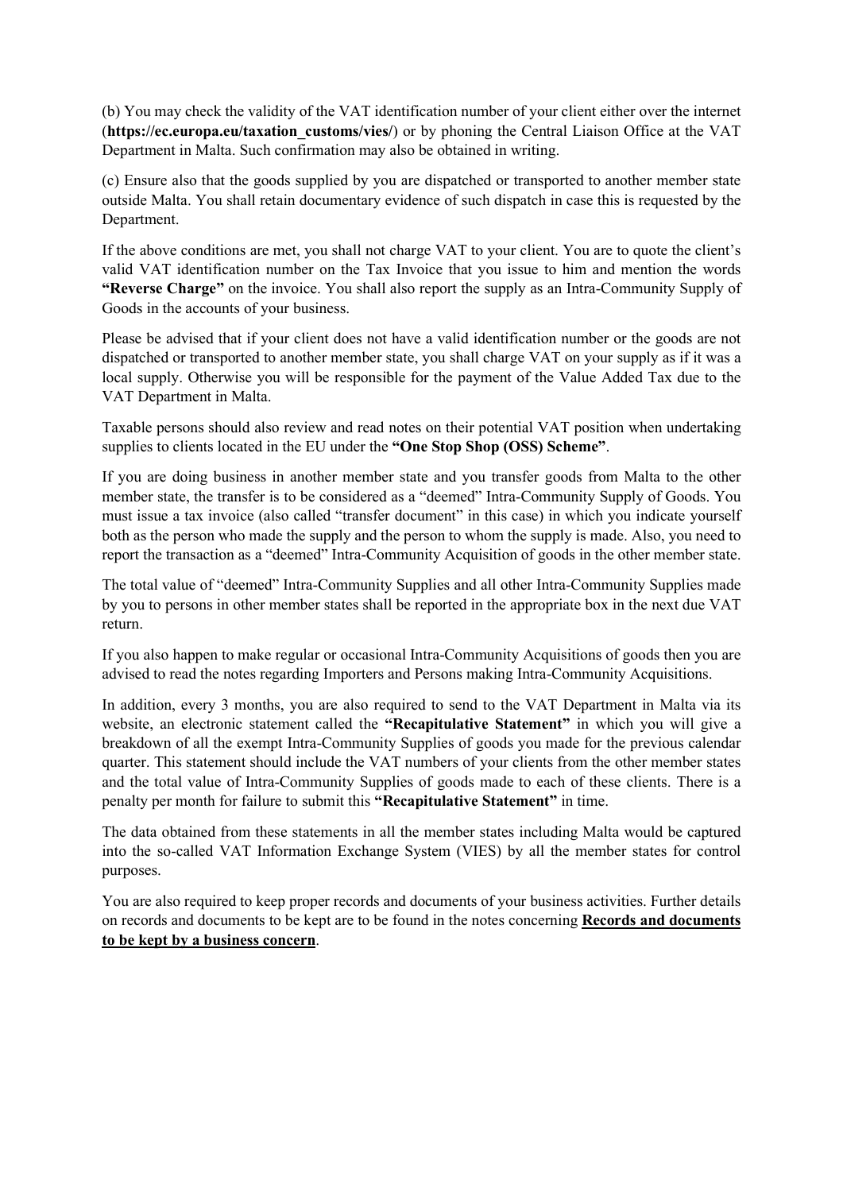(b) You may check the validity of the VAT identification number of your client either over the internet (**https://ec.europa.eu/taxation_customs/vies/**) or by phoning the Central Liaison Office at the VAT Department in Malta. Such confirmation may also be obtained in writing.

(c) Ensure also that the goods supplied by you are dispatched or transported to another member state outside Malta. You shall retain documentary evidence of such dispatch in case this is requested by the Department.

If the above conditions are met, you shall not charge VAT to your client. You are to quote the client's valid VAT identification number on the Tax Invoice that you issue to him and mention the words **"Reverse Charge"** on the invoice. You shall also report the supply as an Intra-Community Supply of Goods in the accounts of your business.

Please be advised that if your client does not have a valid identification number or the goods are not dispatched or transported to another member state, you shall charge VAT on your supply as if it was a local supply. Otherwise you will be responsible for the payment of the Value Added Tax due to the VAT Department in Malta.

Taxable persons should also review and read notes on their potential VAT position when undertaking supplies to clients located in the EU under the **"One Stop Shop (OSS) Scheme"**.

If you are doing business in another member state and you transfer goods from Malta to the other member state, the transfer is to be considered as a "deemed" Intra-Community Supply of Goods. You must issue a tax invoice (also called "transfer document" in this case) in which you indicate yourself both as the person who made the supply and the person to whom the supply is made. Also, you need to report the transaction as a "deemed" Intra-Community Acquisition of goods in the other member state.

The total value of "deemed" Intra-Community Supplies and all other Intra-Community Supplies made by you to persons in other member states shall be reported in the appropriate box in the next due VAT return.

If you also happen to make regular or occasional Intra-Community Acquisitions of goods then you are advised to read the notes regarding Importers and Persons making Intra-Community Acquisitions.

In addition, every 3 months, you are also required to send to the VAT Department in Malta via its website, an electronic statement called the **"Recapitulative Statement"** in which you will give a breakdown of all the exempt Intra-Community Supplies of goods you made for the previous calendar quarter. This statement should include the VAT numbers of your clients from the other member states and the total value of Intra-Community Supplies of goods made to each of these clients. There is a penalty per month for failure to submit this **"Recapitulative Statement"** in time.

The data obtained from these statements in all the member states including Malta would be captured into the so-called VAT Information Exchange System (VIES) by all the member states for control purposes.

You are also required to keep proper records and documents of your business activities. Further details on records and documents to be kept are to be found in the notes concerning **Records and documents to be kept by a business concern**.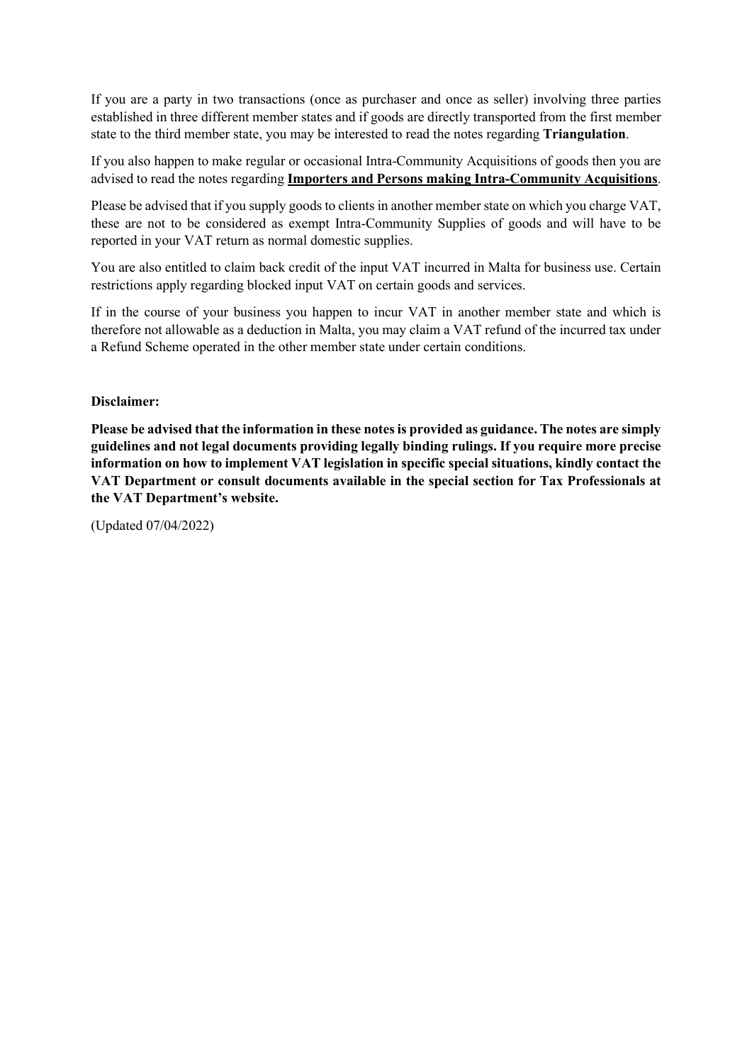If you are a party in two transactions (once as purchaser and once as seller) involving three parties established in three different member states and if goods are directly transported from the first member state to the third member state, you may be interested to read the notes regarding **Triangulation**.

If you also happen to make regular or occasional Intra-Community Acquisitions of goods then you are advised to read the notes regarding **Importers and Persons making Intra-Community Acquisitions**.

Please be advised that if you supply goods to clients in another member state on which you charge VAT, these are not to be considered as exempt Intra-Community Supplies of goods and will have to be reported in your VAT return as normal domestic supplies.

You are also entitled to claim back credit of the input VAT incurred in Malta for business use. Certain restrictions apply regarding blocked input VAT on certain goods and services.

If in the course of your business you happen to incur VAT in another member state and which is therefore not allowable as a deduction in Malta, you may claim a VAT refund of the incurred tax under a Refund Scheme operated in the other member state under certain conditions.

**Disclaimer:**

**Please be advised that the information in these notes is provided as guidance. The notes are simply guidelines and not legal documents providing legally binding rulings. If you require more precise information on how to implement VAT legislation in specific special situations, kindly contact the VAT Department or consult documents available in the special section for Tax Professionals at the VAT Department's website.**

(Updated 07/04/2022)